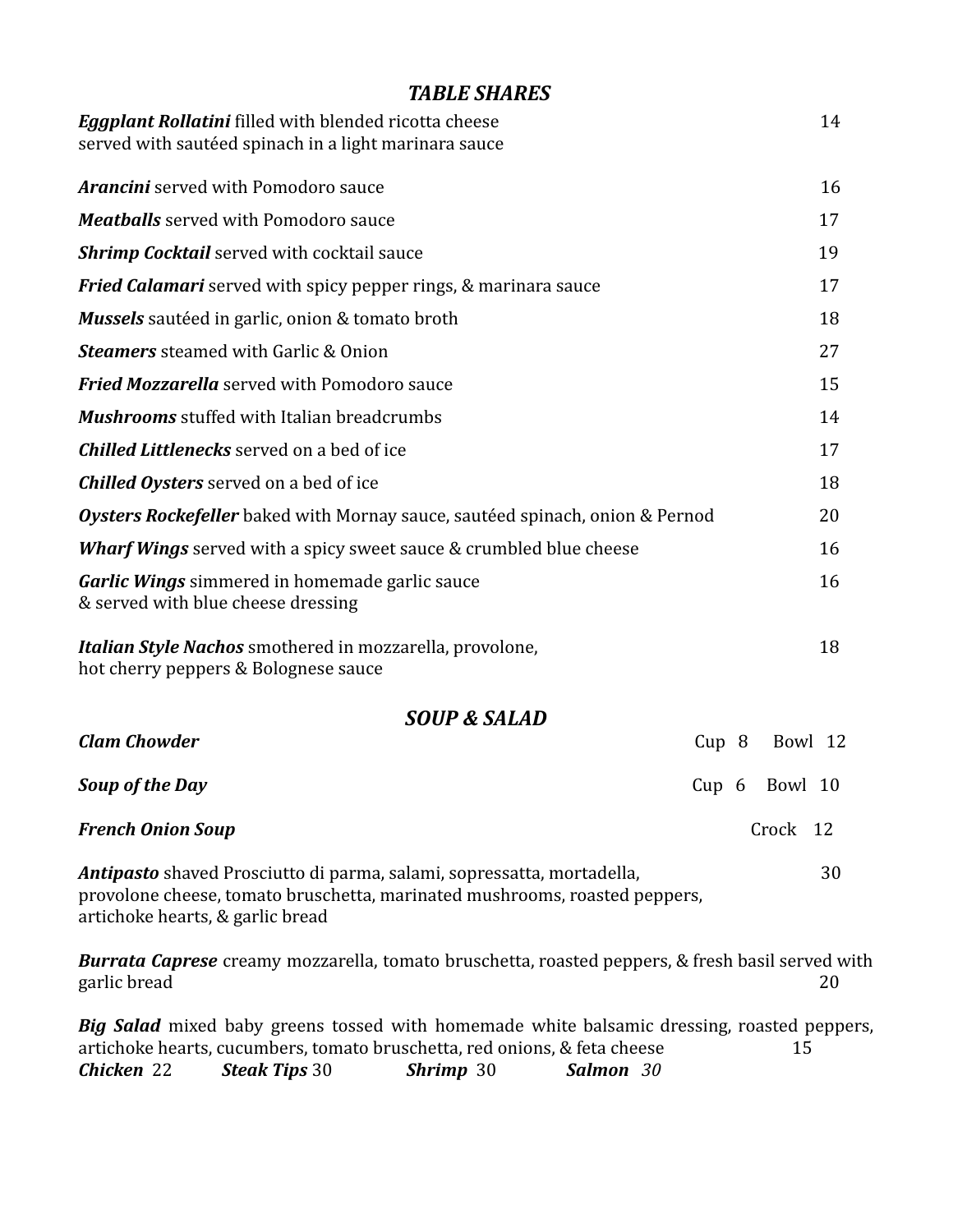## *TABLE SHARES*

***Eggplant Rollatini*** filled with blended ricotta cheese served with sautéed spinach in a light marinara sauce 14

***Arancini*** served with Pomodoro sauce 16

***Meatballs*** served with Pomodoro sauce 17

***Shrimp Cocktail*** served with cocktail sauce 19

***Fried Calamari*** served with spicy pepper rings, & marinara sauce 17

***Mussels*** sautéed in garlic, onion & tomato broth 18

***Steamers*** steamed with Garlic & Onion 27

***Fried Mozzarella*** served with Pomodoro sauce 15

***Mushrooms*** stuffed with Italian breadcrumbs 14

***Chilled Littlenecks*** served on a bed of ice 17

***Chilled Oysters*** served on a bed of ice 18

***Oysters Rockefeller*** baked with Mornay sauce, sautéed spinach, onion & Pernod 20

***Wharf Wings*** served with a spicy sweet sauce & crumbled blue cheese 16

***Garlic Wings*** simmered in homemade garlic sauce & served with blue cheese dressing 16

***Italian Style Nachos*** smothered in mozzarella, provolone, hot cherry peppers & Bolognese sauce 18

## *SOUP & SALAD*

***Clam Chowder*** Cup 8 Bowl 12

***Soup of the Day*** Cup 6 Bowl 10

***French Onion Soup*** Crock 12

***Antipasto*** shaved Prosciutto di parma, salami, sopressatta, mortadella, provolone cheese, tomato bruschetta, marinated mushrooms, roasted peppers, artichoke hearts, & garlic bread 30

***Burrata Caprese*** creamy mozzarella, tomato bruschetta, roasted peppers, & fresh basil served with garlic bread 20

***Big Salad*** mixed baby greens tossed with homemade white balsamic dressing, roasted peppers, artichoke hearts, cucumbers, tomato bruschetta, red onions, & feta cheese 15

***Chicken*** 22 ***Steak Tips*** 30 ***Shrimp*** 30 ***Salmon*** *30*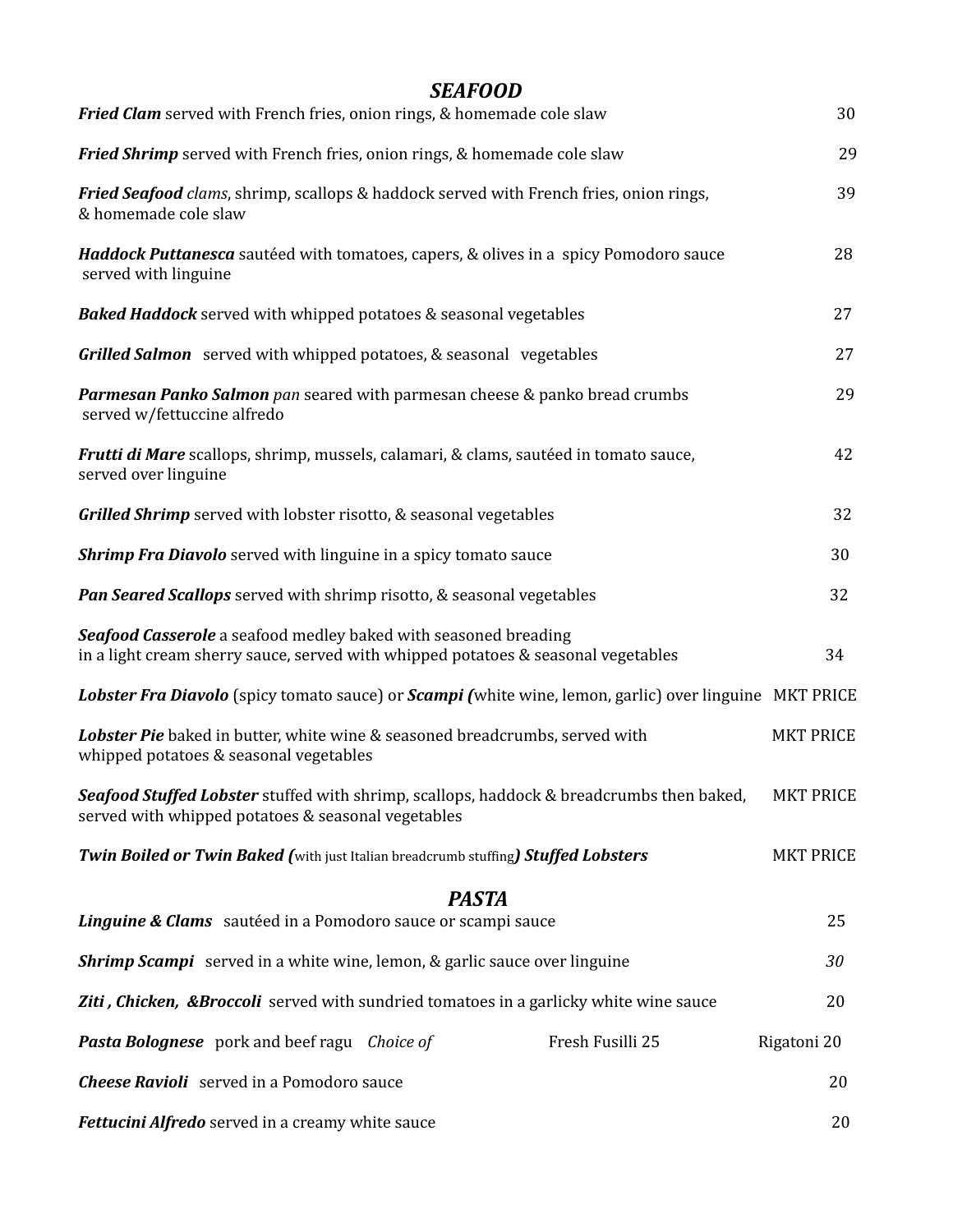## *SEAFOOD*

***Fried Clam*** served with French fries, onion rings, & homemade cole slaw 30

***Fried Shrimp*** served with French fries, onion rings, & homemade cole slaw 29

***Fried Seafood*** *clams*, shrimp, scallops & haddock served with French fries, onion rings, & homemade cole slaw 39

***Haddock Puttanesca*** sautéed with tomatoes, capers, & olives in a spicy Pomodoro sauce served with linguine 28

***Baked Haddock*** served with whipped potatoes & seasonal vegetables 27

***Grilled Salmon*** served with whipped potatoes, & seasonal vegetables 27

***Parmesan Panko Salmon*** *pan* seared with parmesan cheese & panko bread crumbs served w/fettuccine alfredo 29

***Frutti di Mare*** scallops, shrimp, mussels, calamari, & clams, sautéed in tomato sauce, served over linguine 42

***Grilled Shrimp*** served with lobster risotto, & seasonal vegetables 32

***Shrimp Fra Diavolo*** served with linguine in a spicy tomato sauce 30

***Pan Seared Scallops*** served with shrimp risotto, & seasonal vegetables 32

***Seafood Casserole*** a seafood medley baked with seasoned breading in a light cream sherry sauce, served with whipped potatoes & seasonal vegetables 34

***Lobster Fra Diavolo*** (spicy tomato sauce) or ***Scampi (***white wine, lemon, garlic) over linguine MKT PRICE

***Lobster Pie*** baked in butter, white wine & seasoned breadcrumbs, served with whipped potatoes & seasonal vegetables MKT PRICE

***Seafood Stuffed Lobster*** stuffed with shrimp, scallops, haddock & breadcrumbs then baked, served with whipped potatoes & seasonal vegetables MKT PRICE

***Twin Boiled or Twin Baked (***with just Italian breadcrumb stuffing***) Stuffed Lobsters*** MKT PRICE

## *PASTA*

***Linguine & Clams*** sautéed in a Pomodoro sauce or scampi sauce 25

***Shrimp Scampi*** served in a white wine, lemon, & garlic sauce over linguine *30*

***Ziti , Chicken, &Broccoli*** served with sundried tomatoes in a garlicky white wine sauce 20

***Pasta Bolognese*** pork and beef ragu *Choice of* Fresh Fusilli 25 Rigatoni 20

***Cheese Ravioli*** served in a Pomodoro sauce 20

***Fettucini Alfredo*** served in a creamy white sauce 20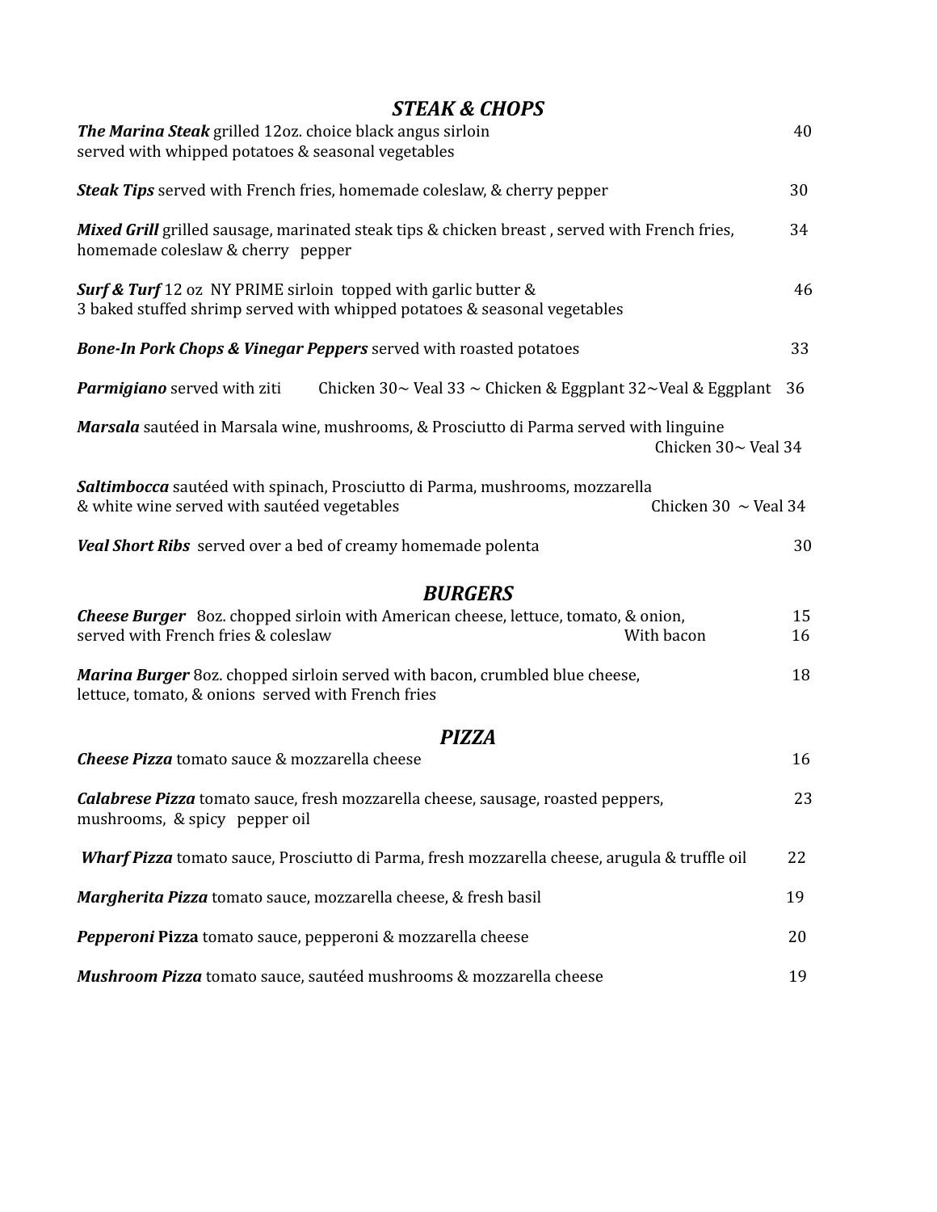## *STEAK & CHOPS*

***The Marina Steak*** grilled 12oz. choice black angus sirloin served with whipped potatoes & seasonal vegetables 40

***Steak Tips*** served with French fries, homemade coleslaw, & cherry pepper 30

***Mixed Grill*** grilled sausage, marinated steak tips & chicken breast , served with French fries, homemade coleslaw & cherry pepper 34

***Surf & Turf*** 12 oz NY PRIME sirloin topped with garlic butter & 3 baked stuffed shrimp served with whipped potatoes & seasonal vegetables 46

***Bone-In Pork Chops & Vinegar Peppers*** served with roasted potatoes 33

***Parmigiano*** served with ziti Chicken 30~ Veal 33 ~ Chicken & Eggplant 32~Veal & Eggplant 36

***Marsala*** sautéed in Marsala wine, mushrooms, & Prosciutto di Parma served with linguine Chicken 30~ Veal 34

***Saltimbocca*** sautéed with spinach, Prosciutto di Parma, mushrooms, mozzarella & white wine served with sautéed vegetables Chicken 30 ~ Veal 34

***Veal Short Ribs*** served over a bed of creamy homemade polenta 30

## *BURGERS*

***Cheese Burger*** 8oz. chopped sirloin with American cheese, lettuce, tomato, & onion, served with French fries & coleslaw 15
With bacon 16

***Marina Burger*** 8oz. chopped sirloin served with bacon, crumbled blue cheese, lettuce, tomato, & onions served with French fries 18

## *PIZZA*

***Cheese Pizza*** tomato sauce & mozzarella cheese 16

***Calabrese Pizza*** tomato sauce, fresh mozzarella cheese, sausage, roasted peppers, mushrooms, & spicy pepper oil 23

***Wharf Pizza*** tomato sauce, Prosciutto di Parma, fresh mozzarella cheese, arugula & truffle oil 22

***Margherita Pizza*** tomato sauce, mozzarella cheese, & fresh basil 19

***Pepperoni* Pizza** tomato sauce, pepperoni & mozzarella cheese 20

***Mushroom Pizza*** tomato sauce, sautéed mushrooms & mozzarella cheese 19